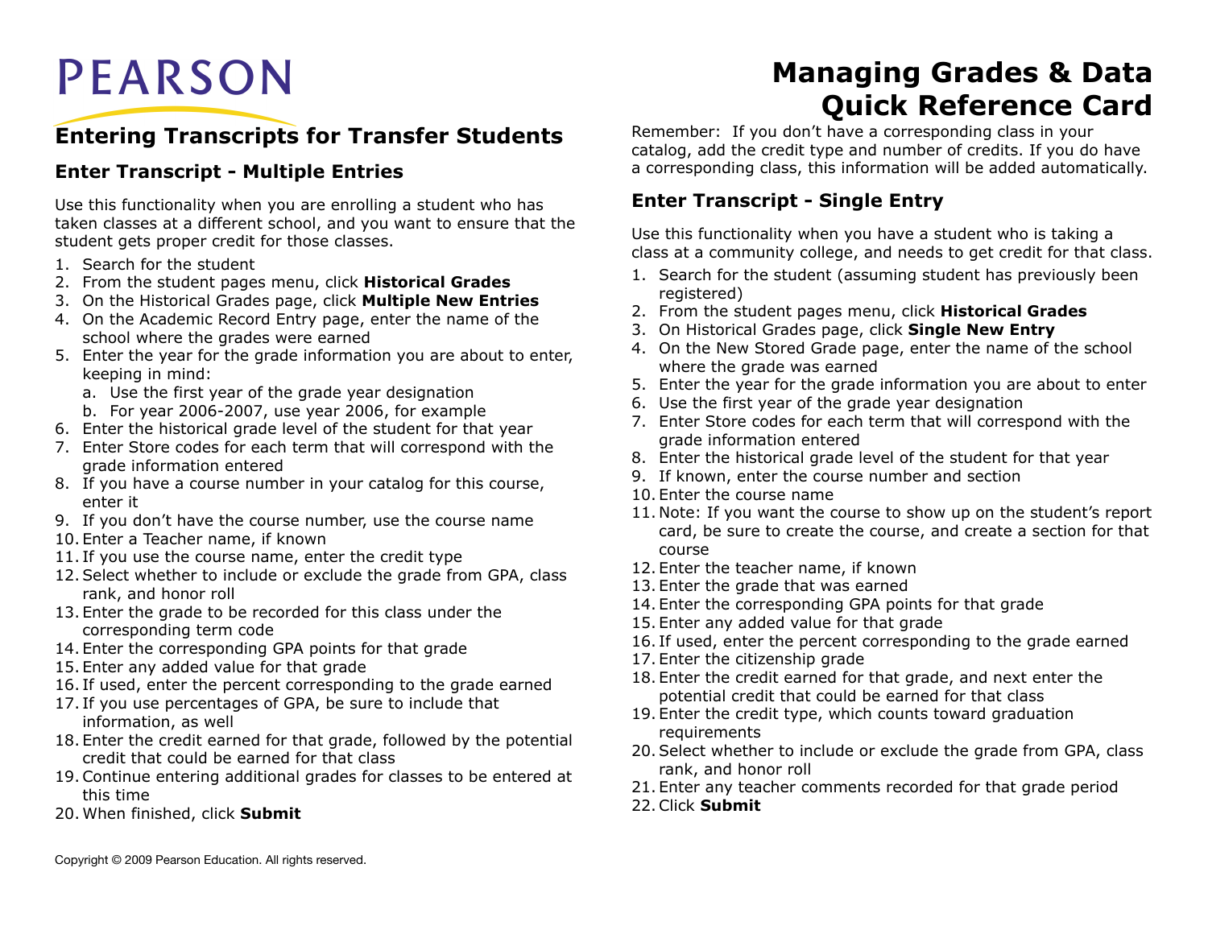PEARSON

# Managing Grades & Data Quick Reference Card

## Entering Transcripts for Transfer Students

### Enter Transcript - Multiple Entries

Use this functionality when you are enrolling a student who has taken classes at a different school, and you want to ensure that the student gets proper credit for those classes.

1. Search for the student
2. From the student pages menu, click **Historical Grades**
3. On the Historical Grades page, click **Multiple New Entries**
4. On the Academic Record Entry page, enter the name of the school where the grades were earned
5. Enter the year for the grade information you are about to enter, keeping in mind:
   a. Use the first year of the grade year designation
   b. For year 2006-2007, use year 2006, for example
6. Enter the historical grade level of the student for that year
7. Enter Store codes for each term that will correspond with the grade information entered
8. If you have a course number in your catalog for this course, enter it
9. If you don't have the course number, use the course name
10. Enter a Teacher name, if known
11. If you use the course name, enter the credit type
12. Select whether to include or exclude the grade from GPA, class rank, and honor roll
13. Enter the grade to be recorded for this class under the corresponding term code
14. Enter the corresponding GPA points for that grade
15. Enter any added value for that grade
16. If used, enter the percent corresponding to the grade earned
17. If you use percentages of GPA, be sure to include that information, as well
18. Enter the credit earned for that grade, followed by the potential credit that could be earned for that class
19. Continue entering additional grades for classes to be entered at this time
20. When finished, click **Submit**

Remember: If you don't have a corresponding class in your catalog, add the credit type and number of credits. If you do have a corresponding class, this information will be added automatically.

### Enter Transcript - Single Entry

Use this functionality when you have a student who is taking a class at a community college, and needs to get credit for that class.

1. Search for the student (assuming student has previously been registered)
2. From the student pages menu, click **Historical Grades**
3. On Historical Grades page, click **Single New Entry**
4. On the New Stored Grade page, enter the name of the school where the grade was earned
5. Enter the year for the grade information you are about to enter
6. Use the first year of the grade year designation
7. Enter Store codes for each term that will correspond with the grade information entered
8. Enter the historical grade level of the student for that year
9. If known, enter the course number and section
10. Enter the course name
11. Note: If you want the course to show up on the student's report card, be sure to create the course, and create a section for that course
12. Enter the teacher name, if known
13. Enter the grade that was earned
14. Enter the corresponding GPA points for that grade
15. Enter any added value for that grade
16. If used, enter the percent corresponding to the grade earned
17. Enter the citizenship grade
18. Enter the credit earned for that grade, and next enter the potential credit that could be earned for that class
19. Enter the credit type, which counts toward graduation requirements
20. Select whether to include or exclude the grade from GPA, class rank, and honor roll
21. Enter any teacher comments recorded for that grade period
22. Click **Submit**

Copyright © 2009 Pearson Education. All rights reserved.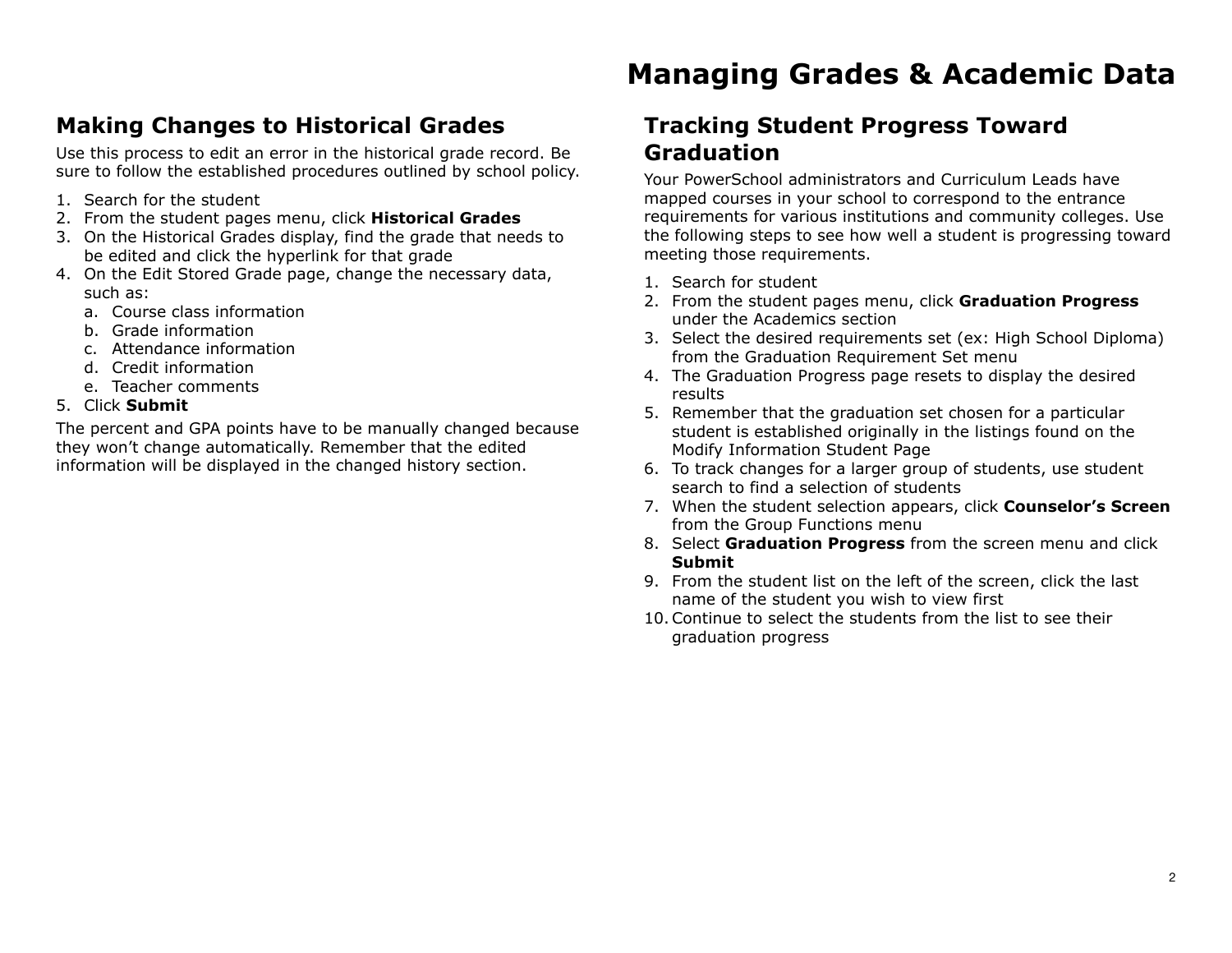# Managing Grades & Academic Data

## Making Changes to Historical Grades

Use this process to edit an error in the historical grade record. Be sure to follow the established procedures outlined by school policy.

1. Search for the student
2. From the student pages menu, click **Historical Grades**
3. On the Historical Grades display, find the grade that needs to be edited and click the hyperlink for that grade
4. On the Edit Stored Grade page, change the necessary data, such as:
   a. Course class information
   b. Grade information
   c. Attendance information
   d. Credit information
   e. Teacher comments
5. Click **Submit**

The percent and GPA points have to be manually changed because they won't change automatically. Remember that the edited information will be displayed in the changed history section.

## Tracking Student Progress Toward Graduation

Your PowerSchool administrators and Curriculum Leads have mapped courses in your school to correspond to the entrance requirements for various institutions and community colleges. Use the following steps to see how well a student is progressing toward meeting those requirements.

1. Search for student
2. From the student pages menu, click **Graduation Progress** under the Academics section
3. Select the desired requirements set (ex: High School Diploma) from the Graduation Requirement Set menu
4. The Graduation Progress page resets to display the desired results
5. Remember that the graduation set chosen for a particular student is established originally in the listings found on the Modify Information Student Page
6. To track changes for a larger group of students, use student search to find a selection of students
7. When the student selection appears, click **Counselor's Screen** from the Group Functions menu
8. Select **Graduation Progress** from the screen menu and click **Submit**
9. From the student list on the left of the screen, click the last name of the student you wish to view first
10. Continue to select the students from the list to see their graduation progress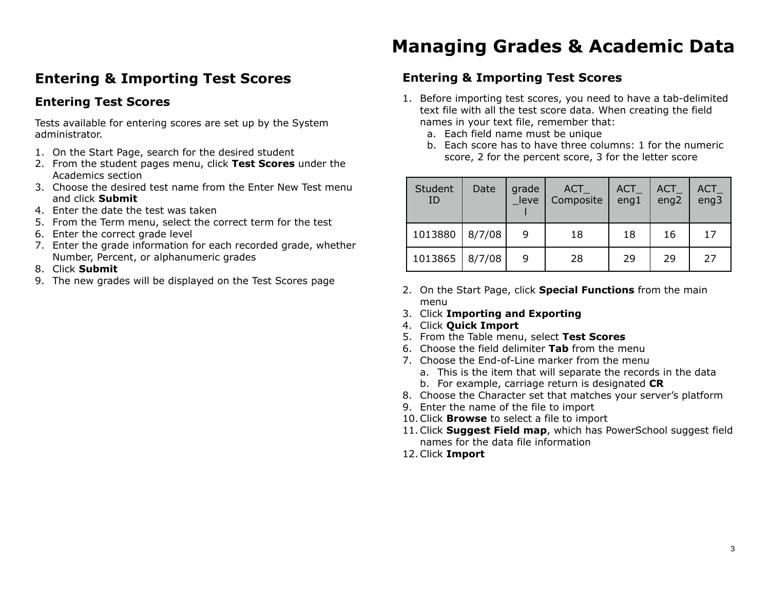# Managing Grades & Academic Data

## Entering & Importing Test Scores

### Entering Test Scores

Tests available for entering scores are set up by the System administrator.

1. On the Start Page, search for the desired student
2. From the student pages menu, click **Test Scores** under the Academics section
3. Choose the desired test name from the Enter New Test menu and click **Submit**
4. Enter the date the test was taken
5. From the Term menu, select the correct term for the test
6. Enter the correct grade level
7. Enter the grade information for each recorded grade, whether Number, Percent, or alphanumeric grades
8. Click **Submit**
9. The new grades will be displayed on the Test Scores page

## Entering & Importing Test Scores

1. Before importing test scores, you need to have a tab-delimited text file with all the test score data. When creating the field names in your text file, remember that:
   a. Each field name must be unique
   b. Each score has to have three columns: 1 for the numeric score, 2 for the percent score, 3 for the letter score

| Student ID | Date | grade_level | ACT_Composite | ACT_eng1 | ACT_eng2 | ACT_eng3 |
|---|---|---|---|---|---|---|
| 1013880 | 8/7/08 | 9 | 18 | 18 | 16 | 17 |
| 1013865 | 8/7/08 | 9 | 28 | 29 | 29 | 27 |

2. On the Start Page, click **Special Functions** from the main menu
3. Click **Importing and Exporting**
4. Click **Quick Import**
5. From the Table menu, select **Test Scores**
6. Choose the field delimiter **Tab** from the menu
7. Choose the End-of-Line marker from the menu
   a. This is the item that will separate the records in the data
   b. For example, carriage return is designated **CR**
8. Choose the Character set that matches your server's platform
9. Enter the name of the file to import
10. Click **Browse** to select a file to import
11. Click **Suggest Field map**, which has PowerSchool suggest field names for the data file information
12. Click **Import**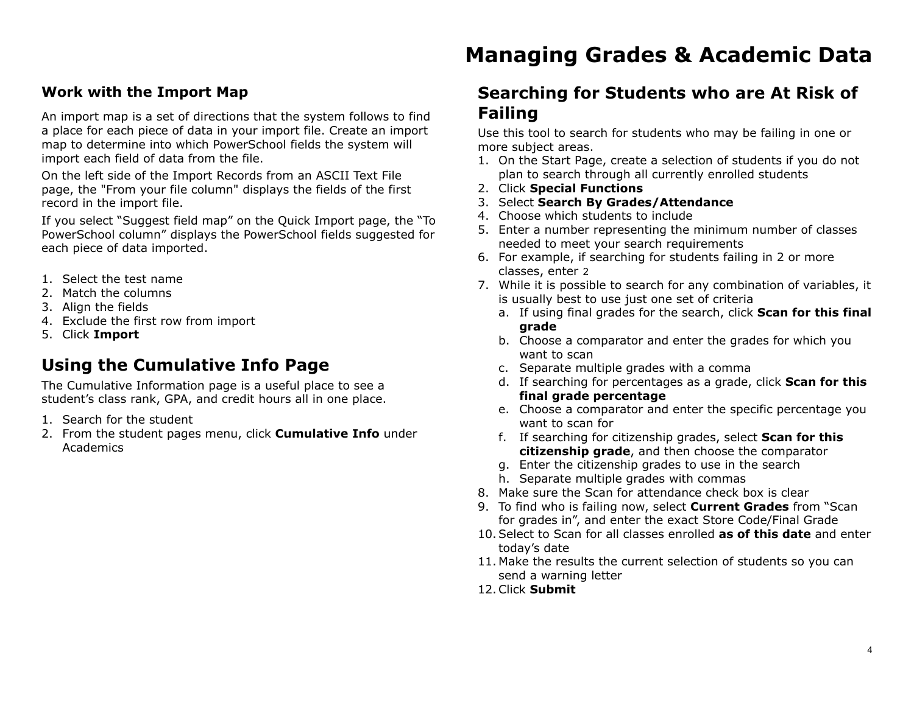## Work with the Import Map

An import map is a set of directions that the system follows to find a place for each piece of data in your import file. Create an import map to determine into which PowerSchool fields the system will import each field of data from the file.

On the left side of the Import Records from an ASCII Text File page, the "From your file column" displays the fields of the first record in the import file.

If you select "Suggest field map" on the Quick Import page, the "To PowerSchool column" displays the PowerSchool fields suggested for each piece of data imported.

1. Select the test name
2. Match the columns
3. Align the fields
4. Exclude the first row from import
5. Click **Import**

## Using the Cumulative Info Page

The Cumulative Information page is a useful place to see a student's class rank, GPA, and credit hours all in one place.

1. Search for the student
2. From the student pages menu, click **Cumulative Info** under Academics

# Managing Grades & Academic Data

## Searching for Students who are At Risk of Failing

Use this tool to search for students who may be failing in one or more subject areas.

1. On the Start Page, create a selection of students if you do not plan to search through all currently enrolled students
2. Click **Special Functions**
3. Select **Search By Grades/Attendance**
4. Choose which students to include
5. Enter a number representing the minimum number of classes needed to meet your search requirements
6. For example, if searching for students failing in 2 or more classes, enter 2
7. While it is possible to search for any combination of variables, it is usually best to use just one set of criteria
   a. If using final grades for the search, click **Scan for this final grade**
   b. Choose a comparator and enter the grades for which you want to scan
   c. Separate multiple grades with a comma
   d. If searching for percentages as a grade, click **Scan for this final grade percentage**
   e. Choose a comparator and enter the specific percentage you want to scan for
   f. If searching for citizenship grades, select **Scan for this citizenship grade**, and then choose the comparator
   g. Enter the citizenship grades to use in the search
   h. Separate multiple grades with commas
8. Make sure the Scan for attendance check box is clear
9. To find who is failing now, select **Current Grades** from "Scan for grades in", and enter the exact Store Code/Final Grade
10. Select to Scan for all classes enrolled **as of this date** and enter today's date
11. Make the results the current selection of students so you can send a warning letter
12. Click **Submit**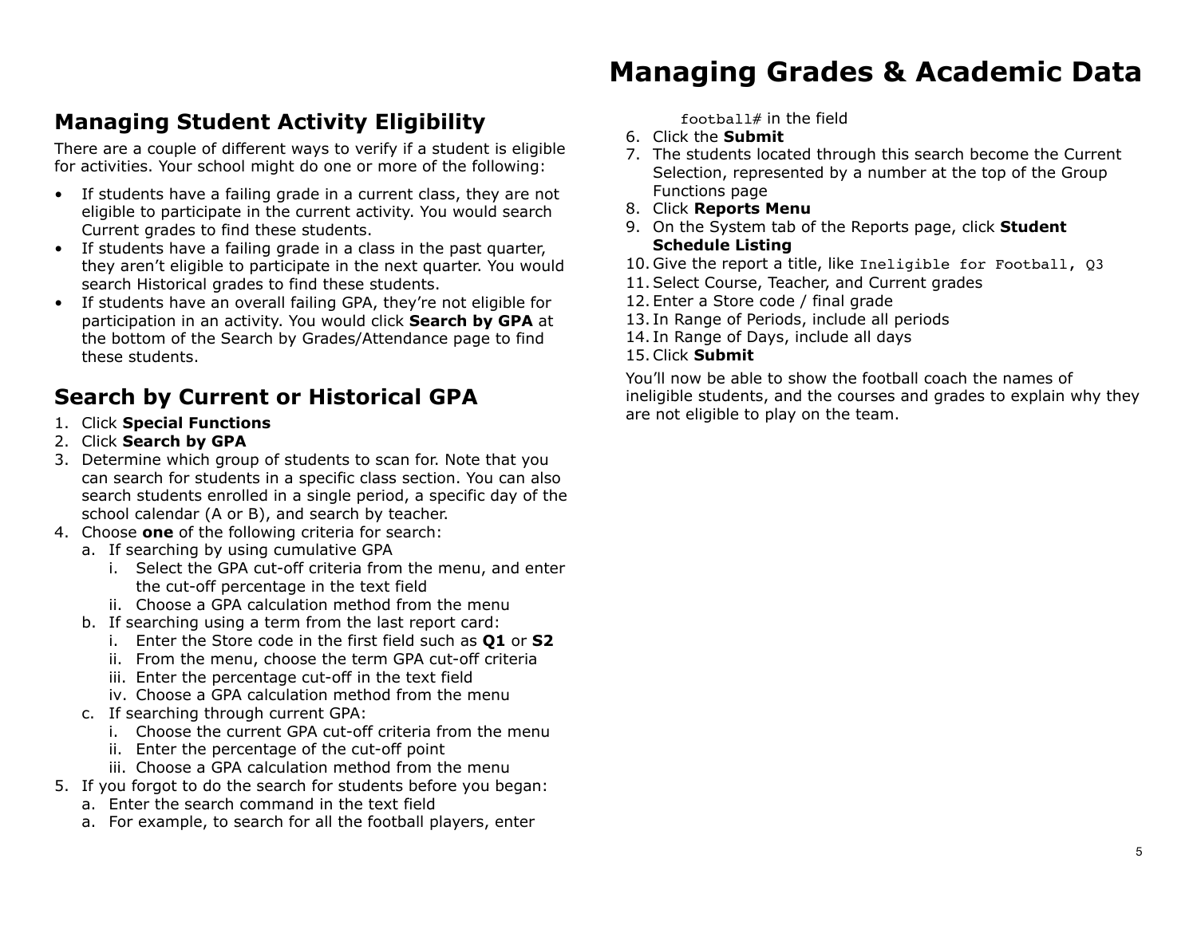# Managing Grades & Academic Data

## Managing Student Activity Eligibility

There are a couple of different ways to verify if a student is eligible for activities. Your school might do one or more of the following:

- If students have a failing grade in a current class, they are not eligible to participate in the current activity. You would search Current grades to find these students.
- If students have a failing grade in a class in the past quarter, they aren't eligible to participate in the next quarter. You would search Historical grades to find these students.
- If students have an overall failing GPA, they're not eligible for participation in an activity. You would click **Search by GPA** at the bottom of the Search by Grades/Attendance page to find these students.

## Search by Current or Historical GPA

1. Click **Special Functions**
2. Click **Search by GPA**
3. Determine which group of students to scan for. Note that you can search for students in a specific class section. You can also search students enrolled in a single period, a specific day of the school calendar (A or B), and search by teacher.
4. Choose **one** of the following criteria for search:
   a. If searching by using cumulative GPA
      i. Select the GPA cut-off criteria from the menu, and enter the cut-off percentage in the text field
      ii. Choose a GPA calculation method from the menu
   b. If searching using a term from the last report card:
      i. Enter the Store code in the first field such as **Q1** or **S2**
      ii. From the menu, choose the term GPA cut-off criteria
      iii. Enter the percentage cut-off in the text field
      iv. Choose a GPA calculation method from the menu
   c. If searching through current GPA:
      i. Choose the current GPA cut-off criteria from the menu
      ii. Enter the percentage of the cut-off point
      iii. Choose a GPA calculation method from the menu
5. If you forgot to do the search for students before you began:
   a. Enter the search command in the text field
   a. For example, to search for all the football players, enter `football#` in the field
6. Click the **Submit**
7. The students located through this search become the Current Selection, represented by a number at the top of the Group Functions page
8. Click **Reports Menu**
9. On the System tab of the Reports page, click **Student Schedule Listing**
10. Give the report a title, like `Ineligible for Football, Q3`
11. Select Course, Teacher, and Current grades
12. Enter a Store code / final grade
13. In Range of Periods, include all periods
14. In Range of Days, include all days
15. Click **Submit**

You'll now be able to show the football coach the names of ineligible students, and the courses and grades to explain why they are not eligible to play on the team.